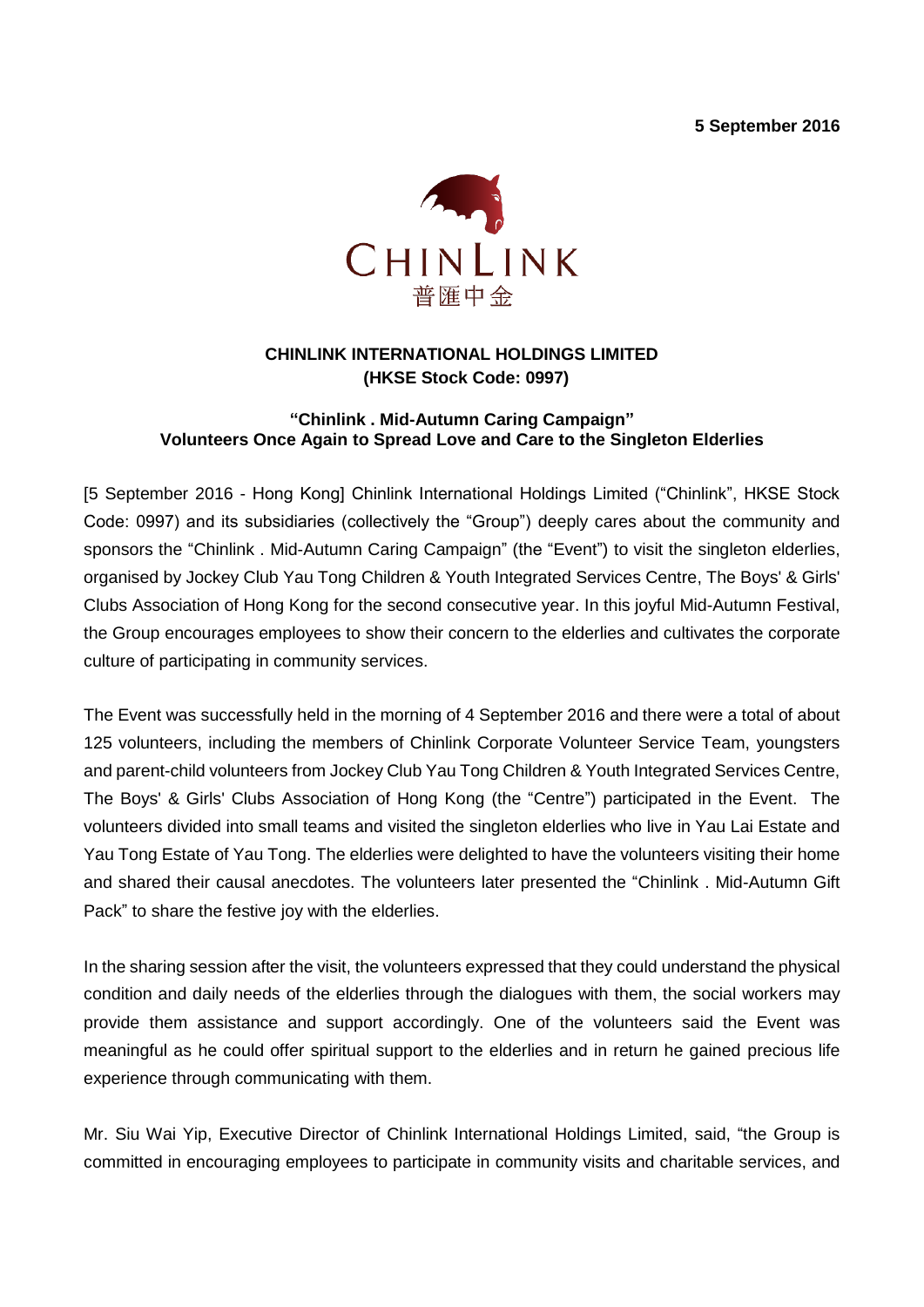**5 September 2016**

CHINLINK

普匯中金

**CHINLINK INTERNATIONAL HOLDINGS LIMITED**
**(HKSE Stock Code: 0997)**

**"Chinlink . Mid-Autumn Caring Campaign"**
**Volunteers Once Again to Spread Love and Care to the Singleton Elderlies**

[5 September 2016 - Hong Kong] Chinlink International Holdings Limited ("Chinlink", HKSE Stock Code: 0997) and its subsidiaries (collectively the "Group") deeply cares about the community and sponsors the "Chinlink . Mid-Autumn Caring Campaign" (the "Event") to visit the singleton elderlies, organised by Jockey Club Yau Tong Children & Youth Integrated Services Centre, The Boys' & Girls' Clubs Association of Hong Kong for the second consecutive year. In this joyful Mid-Autumn Festival, the Group encourages employees to show their concern to the elderlies and cultivates the corporate culture of participating in community services.

The Event was successfully held in the morning of 4 September 2016 and there were a total of about 125 volunteers, including the members of Chinlink Corporate Volunteer Service Team, youngsters and parent-child volunteers from Jockey Club Yau Tong Children & Youth Integrated Services Centre, The Boys' & Girls' Clubs Association of Hong Kong (the "Centre") participated in the Event. The volunteers divided into small teams and visited the singleton elderlies who live in Yau Lai Estate and Yau Tong Estate of Yau Tong. The elderlies were delighted to have the volunteers visiting their home and shared their causal anecdotes. The volunteers later presented the "Chinlink . Mid-Autumn Gift Pack" to share the festive joy with the elderlies.

In the sharing session after the visit, the volunteers expressed that they could understand the physical condition and daily needs of the elderlies through the dialogues with them, the social workers may provide them assistance and support accordingly. One of the volunteers said the Event was meaningful as he could offer spiritual support to the elderlies and in return he gained precious life experience through communicating with them.

Mr. Siu Wai Yip, Executive Director of Chinlink International Holdings Limited, said, "the Group is committed in encouraging employees to participate in community visits and charitable services, and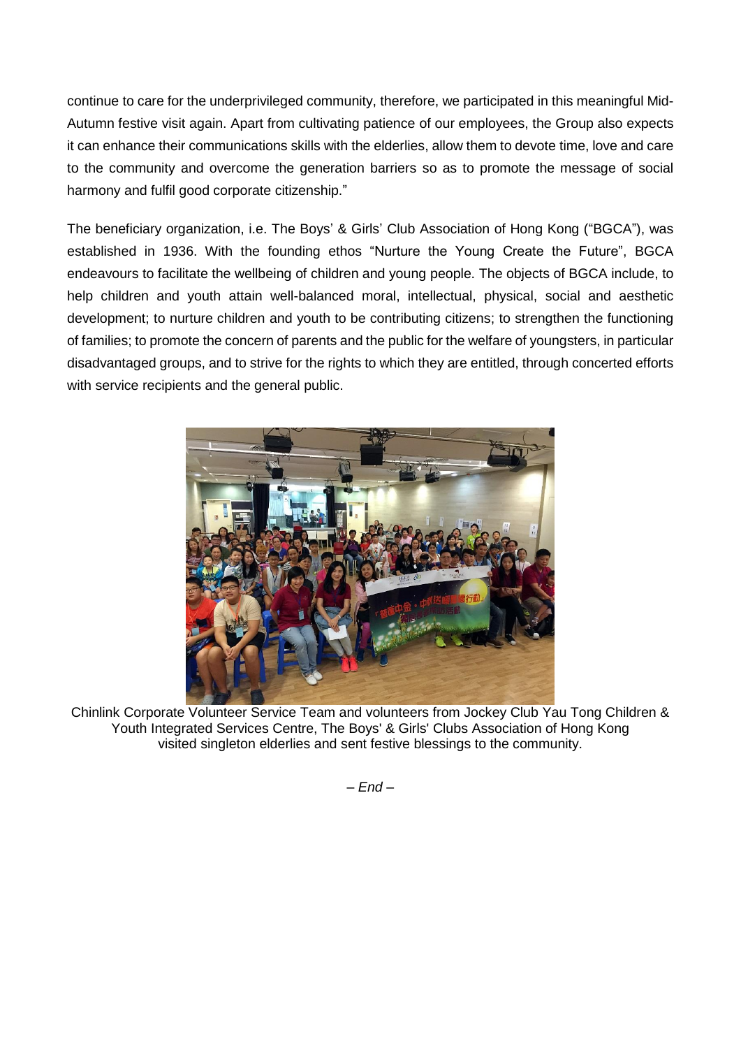continue to care for the underprivileged community, therefore, we participated in this meaningful Mid-Autumn festive visit again. Apart from cultivating patience of our employees, the Group also expects it can enhance their communications skills with the elderlies, allow them to devote time, love and care to the community and overcome the generation barriers so as to promote the message of social harmony and fulfil good corporate citizenship."

The beneficiary organization, i.e. The Boys' & Girls' Club Association of Hong Kong ("BGCA"), was established in 1936. With the founding ethos "Nurture the Young Create the Future", BGCA endeavours to facilitate the wellbeing of children and young people. The objects of BGCA include, to help children and youth attain well-balanced moral, intellectual, physical, social and aesthetic development; to nurture children and youth to be contributing citizens; to strengthen the functioning of families; to promote the concern of parents and the public for the welfare of youngsters, in particular disadvantaged groups, and to strive for the rights to which they are entitled, through concerted efforts with service recipients and the general public.

Chinlink Corporate Volunteer Service Team and volunteers from Jockey Club Yau Tong Children & Youth Integrated Services Centre, The Boys' & Girls' Clubs Association of Hong Kong visited singleton elderlies and sent festive blessings to the community.

*– End –*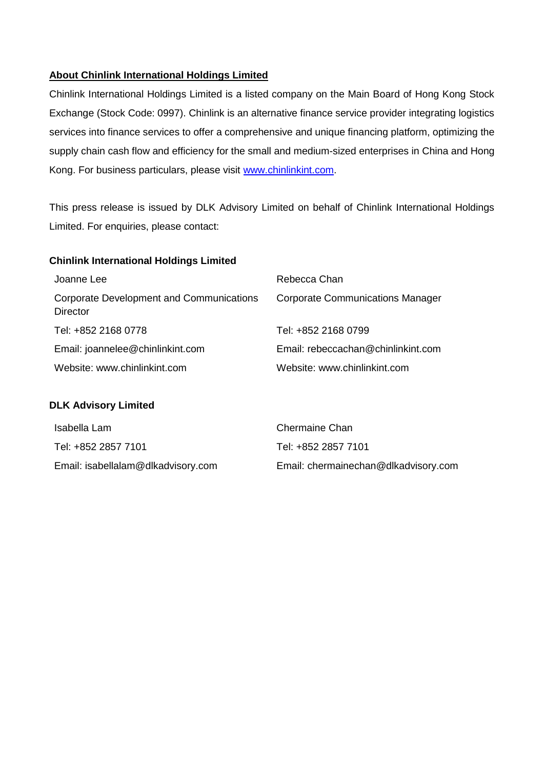**About Chinlink International Holdings Limited**

Chinlink International Holdings Limited is a listed company on the Main Board of Hong Kong Stock Exchange (Stock Code: 0997). Chinlink is an alternative finance service provider integrating logistics services into finance services to offer a comprehensive and unique financing platform, optimizing the supply chain cash flow and efficiency for the small and medium-sized enterprises in China and Hong Kong. For business particulars, please visit [www.chinlinkint.com](http://www.chinlinkint.com).

This press release is issued by DLK Advisory Limited on behalf of Chinlink International Holdings Limited. For enquiries, please contact:

**Chinlink International Holdings Limited**

| | |
|---|---|
| Joanne Lee | Rebecca Chan |
| Corporate Development and Communications Director | Corporate Communications Manager |
| Tel: +852 2168 0778 | Tel: +852 2168 0799 |
| Email: joannelee@chinlinkint.com | Email: rebeccachan@chinlinkint.com |
| Website: www.chinlinkint.com | Website: www.chinlinkint.com |

**DLK Advisory Limited**

| | |
|---|---|
| Isabella Lam | Chermaine Chan |
| Tel: +852 2857 7101 | Tel: +852 2857 7101 |
| Email: isabellalam@dlkadvisory.com | Email: chermainechan@dlkadvisory.com |